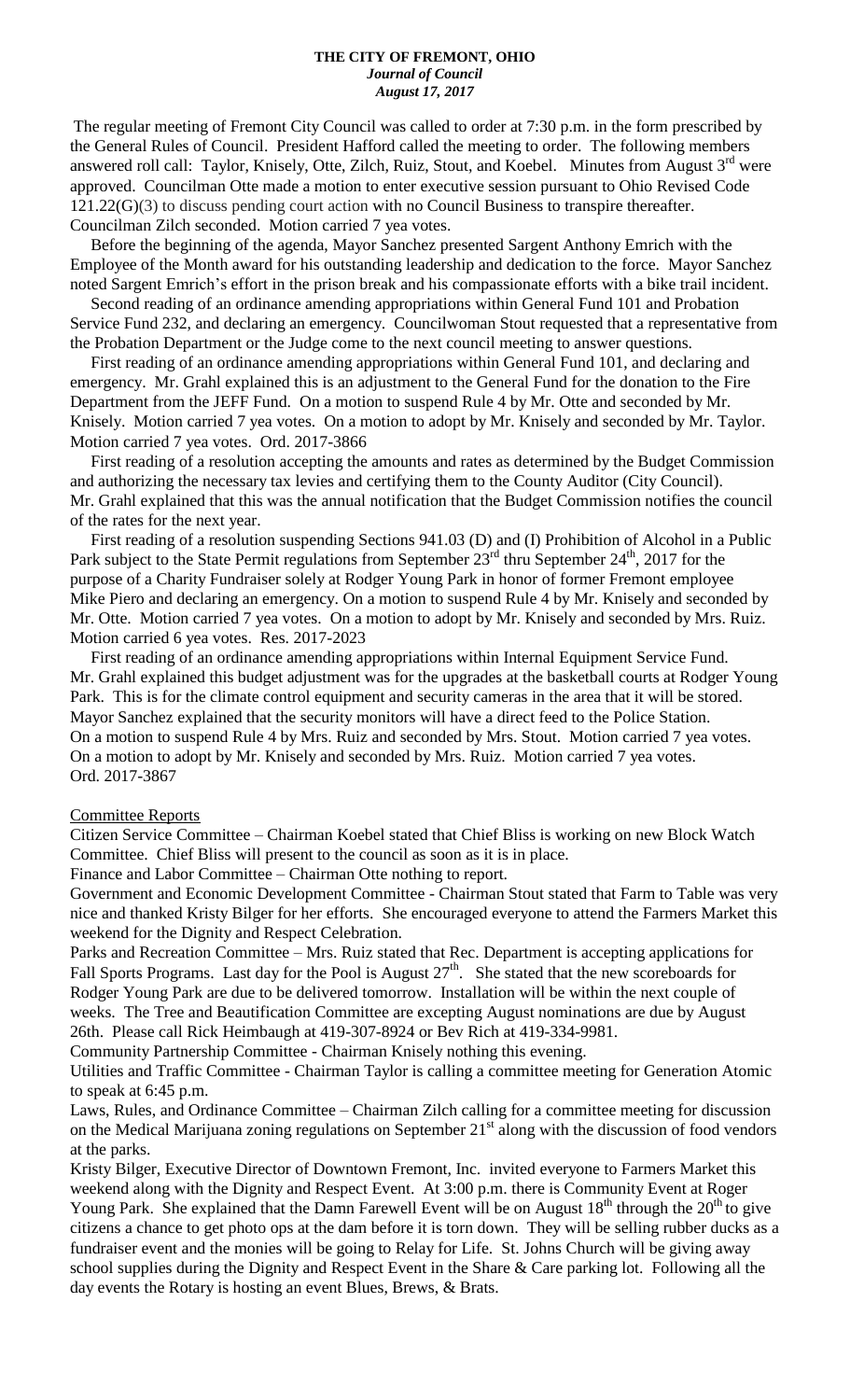**THE CITY OF FREMONT, OHIO**
*Journal of Council*
*August 17, 2017*

The regular meeting of Fremont City Council was called to order at 7:30 p.m. in the form prescribed by the General Rules of Council. President Hafford called the meeting to order. The following members answered roll call: Taylor, Knisely, Otte, Zilch, Ruiz, Stout, and Koebel. Minutes from August 3rd were approved. Councilman Otte made a motion to enter executive session pursuant to Ohio Revised Code 121.22(G)(3) to discuss pending court action with no Council Business to transpire thereafter. Councilman Zilch seconded. Motion carried 7 yea votes.

Before the beginning of the agenda, Mayor Sanchez presented Sargent Anthony Emrich with the Employee of the Month award for his outstanding leadership and dedication to the force. Mayor Sanchez noted Sargent Emrich's effort in the prison break and his compassionate efforts with a bike trail incident.

Second reading of an ordinance amending appropriations within General Fund 101 and Probation Service Fund 232, and declaring an emergency. Councilwoman Stout requested that a representative from the Probation Department or the Judge come to the next council meeting to answer questions.

First reading of an ordinance amending appropriations within General Fund 101, and declaring and emergency. Mr. Grahl explained this is an adjustment to the General Fund for the donation to the Fire Department from the JEFF Fund. On a motion to suspend Rule 4 by Mr. Otte and seconded by Mr. Knisely. Motion carried 7 yea votes. On a motion to adopt by Mr. Knisely and seconded by Mr. Taylor. Motion carried 7 yea votes. Ord. 2017-3866

First reading of a resolution accepting the amounts and rates as determined by the Budget Commission and authorizing the necessary tax levies and certifying them to the County Auditor (City Council). Mr. Grahl explained that this was the annual notification that the Budget Commission notifies the council of the rates for the next year.

First reading of a resolution suspending Sections 941.03 (D) and (I) Prohibition of Alcohol in a Public Park subject to the State Permit regulations from September 23rd thru September 24th, 2017 for the purpose of a Charity Fundraiser solely at Rodger Young Park in honor of former Fremont employee Mike Piero and declaring an emergency. On a motion to suspend Rule 4 by Mr. Knisely and seconded by Mr. Otte. Motion carried 7 yea votes. On a motion to adopt by Mr. Knisely and seconded by Mrs. Ruiz. Motion carried 6 yea votes. Res. 2017-2023

First reading of an ordinance amending appropriations within Internal Equipment Service Fund. Mr. Grahl explained this budget adjustment was for the upgrades at the basketball courts at Rodger Young Park. This is for the climate control equipment and security cameras in the area that it will be stored. Mayor Sanchez explained that the security monitors will have a direct feed to the Police Station. On a motion to suspend Rule 4 by Mrs. Ruiz and seconded by Mrs. Stout. Motion carried 7 yea votes. On a motion to adopt by Mr. Knisely and seconded by Mrs. Ruiz. Motion carried 7 yea votes. Ord. 2017-3867

Committee Reports

Citizen Service Committee – Chairman Koebel stated that Chief Bliss is working on new Block Watch Committee. Chief Bliss will present to the council as soon as it is in place.

Finance and Labor Committee – Chairman Otte nothing to report.

Government and Economic Development Committee - Chairman Stout stated that Farm to Table was very nice and thanked Kristy Bilger for her efforts. She encouraged everyone to attend the Farmers Market this weekend for the Dignity and Respect Celebration.

Parks and Recreation Committee – Mrs. Ruiz stated that Rec. Department is accepting applications for Fall Sports Programs. Last day for the Pool is August 27th. She stated that the new scoreboards for Rodger Young Park are due to be delivered tomorrow. Installation will be within the next couple of weeks. The Tree and Beautification Committee are excepting August nominations are due by August 26th. Please call Rick Heimbaugh at 419-307-8924 or Bev Rich at 419-334-9981.

Community Partnership Committee - Chairman Knisely nothing this evening.

Utilities and Traffic Committee - Chairman Taylor is calling a committee meeting for Generation Atomic to speak at 6:45 p.m.

Laws, Rules, and Ordinance Committee – Chairman Zilch calling for a committee meeting for discussion on the Medical Marijuana zoning regulations on September 21st along with the discussion of food vendors at the parks.

Kristy Bilger, Executive Director of Downtown Fremont, Inc. invited everyone to Farmers Market this weekend along with the Dignity and Respect Event. At 3:00 p.m. there is Community Event at Roger Young Park. She explained that the Damn Farewell Event will be on August 18th through the 20th to give citizens a chance to get photo ops at the dam before it is torn down. They will be selling rubber ducks as a fundraiser event and the monies will be going to Relay for Life. St. Johns Church will be giving away school supplies during the Dignity and Respect Event in the Share & Care parking lot. Following all the day events the Rotary is hosting an event Blues, Brews, & Brats.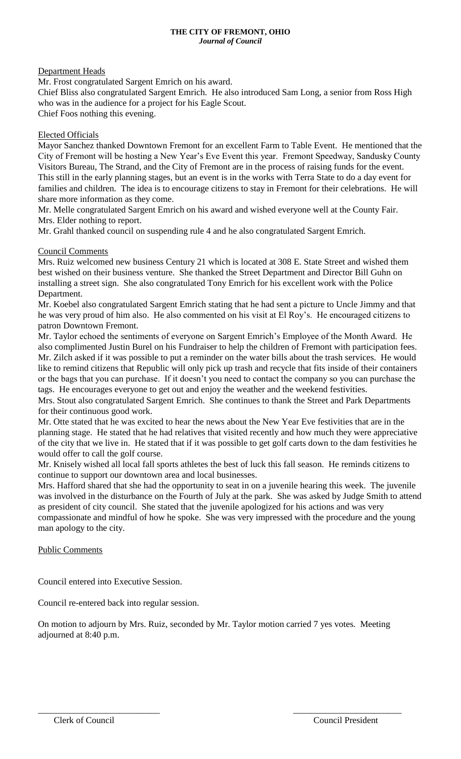Department Heads

Mr. Frost congratulated Sargent Emrich on his award.

Chief Bliss also congratulated Sargent Emrich. He also introduced Sam Long, a senior from Ross High who was in the audience for a project for his Eagle Scout.

Chief Foos nothing this evening.

Elected Officials

Mayor Sanchez thanked Downtown Fremont for an excellent Farm to Table Event. He mentioned that the City of Fremont will be hosting a New Year's Eve Event this year. Fremont Speedway, Sandusky County Visitors Bureau, The Strand, and the City of Fremont are in the process of raising funds for the event. This still in the early planning stages, but an event is in the works with Terra State to do a day event for families and children. The idea is to encourage citizens to stay in Fremont for their celebrations. He will share more information as they come.

Mr. Melle congratulated Sargent Emrich on his award and wished everyone well at the County Fair.

Mrs. Elder nothing to report.

Mr. Grahl thanked council on suspending rule 4 and he also congratulated Sargent Emrich.

Council Comments

Mrs. Ruiz welcomed new business Century 21 which is located at 308 E. State Street and wished them best wished on their business venture. She thanked the Street Department and Director Bill Guhn on installing a street sign. She also congratulated Tony Emrich for his excellent work with the Police Department.

Mr. Koebel also congratulated Sargent Emrich stating that he had sent a picture to Uncle Jimmy and that he was very proud of him also. He also commented on his visit at El Roy's. He encouraged citizens to patron Downtown Fremont.

Mr. Taylor echoed the sentiments of everyone on Sargent Emrich's Employee of the Month Award. He also complimented Justin Burel on his Fundraiser to help the children of Fremont with participation fees.

Mr. Zilch asked if it was possible to put a reminder on the water bills about the trash services. He would like to remind citizens that Republic will only pick up trash and recycle that fits inside of their containers or the bags that you can purchase. If it doesn't you need to contact the company so you can purchase the tags. He encourages everyone to get out and enjoy the weather and the weekend festivities.

Mrs. Stout also congratulated Sargent Emrich. She continues to thank the Street and Park Departments for their continuous good work.

Mr. Otte stated that he was excited to hear the news about the New Year Eve festivities that are in the planning stage. He stated that he had relatives that visited recently and how much they were appreciative of the city that we live in. He stated that if it was possible to get golf carts down to the dam festivities he would offer to call the golf course.

Mr. Knisely wished all local fall sports athletes the best of luck this fall season. He reminds citizens to continue to support our downtown area and local businesses.

Mrs. Hafford shared that she had the opportunity to seat in on a juvenile hearing this week. The juvenile was involved in the disturbance on the Fourth of July at the park. She was asked by Judge Smith to attend as president of city council. She stated that the juvenile apologized for his actions and was very compassionate and mindful of how he spoke. She was very impressed with the procedure and the young man apology to the city.

Public Comments

Council entered into Executive Session.

Council re-entered back into regular session.

On motion to adjourn by Mrs. Ruiz, seconded by Mr. Taylor motion carried 7 yes votes. Meeting adjourned at 8:40 p.m.

\_\_\_\_\_\_\_\_\_\_\_\_\_\_\_\_\_\_\_\_\_\_\_\_\_\_\_\_ \_\_\_\_\_\_\_\_\_\_\_\_\_\_\_\_\_\_\_\_\_\_\_\_\_\_\_\_

Clerk of Council Council President